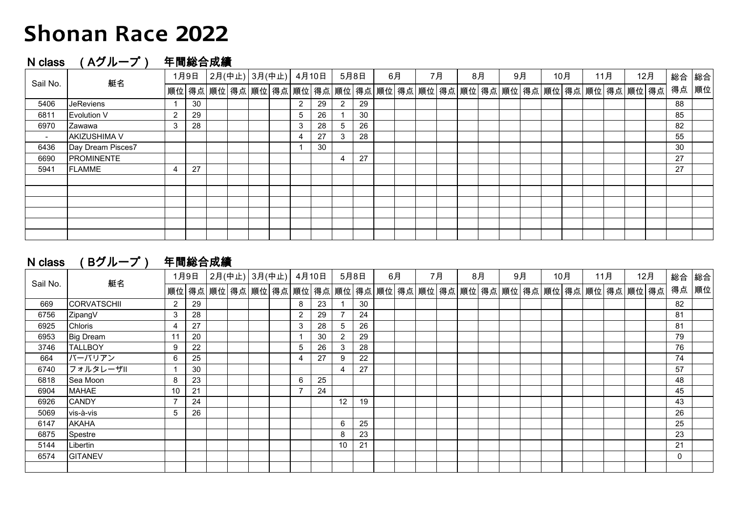# Shonan Race 2022

## N class　（Aグループ）　年間総合成績

| Sail No. | 艇名 | 1月9日 | | 2月(中止) | | 3月(中止) | | 4月10日 | | 5月8日 | | 6月 | | 7月 | | 8月 | | 9月 | | 10月 | | 11月 | | 12月 | | 総合得点 | 総合順位 |
|---|---|---|---|---|---|---|---|---|---|---|---|---|---|---|---|---|---|---|---|---|---|---|---|---|---|---|---|
| | | 順位 | 得点 | 順位 | 得点 | 順位 | 得点 | 順位 | 得点 | 順位 | 得点 | 順位 | 得点 | 順位 | 得点 | 順位 | 得点 | 順位 | 得点 | 順位 | 得点 | 順位 | 得点 | 順位 | 得点 | | |
| 5406 | JeReviens | 1 | 30 | | | | | 2 | 29 | 2 | 29 | | | | | | | | | | | | | | | 88 | |
| 6811 | Evolution V | 2 | 29 | | | | | 5 | 26 | 1 | 30 | | | | | | | | | | | | | | | 85 | |
| 6970 | Zawawa | 3 | 28 | | | | | 3 | 28 | 5 | 26 | | | | | | | | | | | | | | | 82 | |
| - | AKIZUSHIMA V | | | | | | | 4 | 27 | 3 | 28 | | | | | | | | | | | | | | | 55 | |
| 6436 | Day Dream Pisces7 | | | | | | | 1 | 30 | | | | | | | | | | | | | | | | | 30 | |
| 6690 | PROMINENTE | | | | | | | | | 4 | 27 | | | | | | | | | | | | | | | 27 | |
| 5941 | FLAMME | 4 | 27 | | | | | | | | | | | | | | | | | | | | | | | 27 | |

## N class　（Bグループ）　年間総合成績

| Sail No. | 艇名 | 1月9日 | | 2月(中止) | | 3月(中止) | | 4月10日 | | 5月8日 | | 6月 | | 7月 | | 8月 | | 9月 | | 10月 | | 11月 | | 12月 | | 総合得点 | 総合順位 |
|---|---|---|---|---|---|---|---|---|---|---|---|---|---|---|---|---|---|---|---|---|---|---|---|---|---|---|---|
| | | 順位 | 得点 | 順位 | 得点 | 順位 | 得点 | 順位 | 得点 | 順位 | 得点 | 順位 | 得点 | 順位 | 得点 | 順位 | 得点 | 順位 | 得点 | 順位 | 得点 | 順位 | 得点 | 順位 | 得点 | | |
| 669 | CORVATSCHII | 2 | 29 | | | | | 8 | 23 | 1 | 30 | | | | | | | | | | | | | | | 82 | |
| 6756 | ZipangV | 3 | 28 | | | | | 2 | 29 | 7 | 24 | | | | | | | | | | | | | | | 81 | |
| 6925 | Chloris | 4 | 27 | | | | | 3 | 28 | 5 | 26 | | | | | | | | | | | | | | | 81 | |
| 6953 | Big Dream | 11 | 20 | | | | | 1 | 30 | 2 | 29 | | | | | | | | | | | | | | | 79 | |
| 3746 | TALLBOY | 9 | 22 | | | | | 5 | 26 | 3 | 28 | | | | | | | | | | | | | | | 76 | |
| 664 | バーバリアン | 6 | 25 | | | | | 4 | 27 | 9 | 22 | | | | | | | | | | | | | | | 74 | |
| 6740 | フォルタレーザII | 1 | 30 | | | | | | | 4 | 27 | | | | | | | | | | | | | | | 57 | |
| 6818 | Sea Moon | 8 | 23 | | | | | 6 | 25 | | | | | | | | | | | | | | | | | 48 | |
| 6904 | MAHAE | 10 | 21 | | | | | 7 | 24 | | | | | | | | | | | | | | | | | 45 | |
| 6926 | CANDY | 7 | 24 | | | | | | | 12 | 19 | | | | | | | | | | | | | | | 43 | |
| 5069 | vis-à-vis | 5 | 26 | | | | | | | | | | | | | | | | | | | | | | | 26 | |
| 6147 | AKAHA | | | | | | | | | 6 | 25 | | | | | | | | | | | | | | | 25 | |
| 6875 | Spestre | | | | | | | | | 8 | 23 | | | | | | | | | | | | | | | 23 | |
| 5144 | Libertin | | | | | | | | | 10 | 21 | | | | | | | | | | | | | | | 21 | |
| 6574 | GITANEV | | | | | | | | | | | | | | | | | | | | | | | | | 0 | |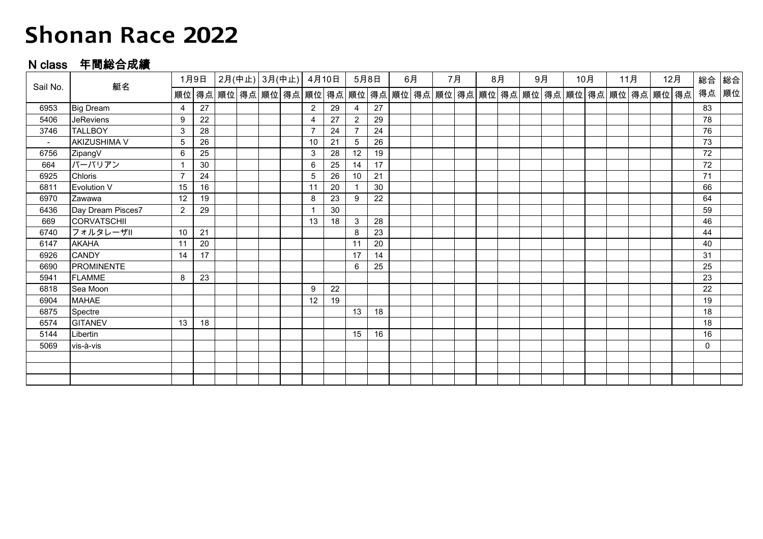# Shonan Race 2022

## N class　年間総合成績

| Sail No. | 艇名 | 1月9日 | | 2月(中止) | | 3月(中止) | | 4月10日 | | 5月8日 | | 6月 | | 7月 | | 8月 | | 9月 | | 10月 | | 11月 | | 12月 | | 総合得点 | 総合順位 |
|---|---|---|---|---|---|---|---|---|---|---|---|---|---|---|---|---|---|---|---|---|---|---|---|---|---|---|---|
| | | 順位 | 得点 | 順位 | 得点 | 順位 | 得点 | 順位 | 得点 | 順位 | 得点 | 順位 | 得点 | 順位 | 得点 | 順位 | 得点 | 順位 | 得点 | 順位 | 得点 | 順位 | 得点 | 順位 | 得点 | | |
| 6953 | Big Dream | 4 | 27 | | | | | 2 | 29 | 4 | 27 | | | | | | | | | | | | | | | 83 | |
| 5406 | JeReviens | 9 | 22 | | | | | 4 | 27 | 2 | 29 | | | | | | | | | | | | | | | 78 | |
| 3746 | TALLBOY | 3 | 28 | | | | | 7 | 24 | 7 | 24 | | | | | | | | | | | | | | | 76 | |
| - | AKIZUSHIMA V | 5 | 26 | | | | | 10 | 21 | 5 | 26 | | | | | | | | | | | | | | | 73 | |
| 6756 | ZipangV | 6 | 25 | | | | | 3 | 28 | 12 | 19 | | | | | | | | | | | | | | | 72 | |
| 664 | バーバリアン | 1 | 30 | | | | | 6 | 25 | 14 | 17 | | | | | | | | | | | | | | | 72 | |
| 6925 | Chloris | 7 | 24 | | | | | 5 | 26 | 10 | 21 | | | | | | | | | | | | | | | 71 | |
| 6811 | Evolution V | 15 | 16 | | | | | 11 | 20 | 1 | 30 | | | | | | | | | | | | | | | 66 | |
| 6970 | Zawawa | 12 | 19 | | | | | 8 | 23 | 9 | 22 | | | | | | | | | | | | | | | 64 | |
| 6436 | Day Dream Pisces7 | 2 | 29 | | | | | 1 | 30 | | | | | | | | | | | | | | | | | 59 | |
| 669 | CORVATSCHII | | | | | | | 13 | 18 | 3 | 28 | | | | | | | | | | | | | | | 46 | |
| 6740 | フォルタレーザII | 10 | 21 | | | | | | | 8 | 23 | | | | | | | | | | | | | | | 44 | |
| 6147 | AKAHA | 11 | 20 | | | | | | | 11 | 20 | | | | | | | | | | | | | | | 40 | |
| 6926 | CANDY | 14 | 17 | | | | | | | 17 | 14 | | | | | | | | | | | | | | | 31 | |
| 6690 | PROMINENTE | | | | | | | | | 6 | 25 | | | | | | | | | | | | | | | 25 | |
| 5941 | FLAMME | 8 | 23 | | | | | | | | | | | | | | | | | | | | | | | 23 | |
| 6818 | Sea Moon | | | | | | | 9 | 22 | | | | | | | | | | | | | | | | | 22 | |
| 6904 | MAHAE | | | | | | | 12 | 19 | | | | | | | | | | | | | | | | | 19 | |
| 6875 | Spectre | | | | | | | | | 13 | 18 | | | | | | | | | | | | | | | 18 | |
| 6574 | GITANEV | 13 | 18 | | | | | | | | | | | | | | | | | | | | | | | 18 | |
| 5144 | Libertin | | | | | | | | | 15 | 16 | | | | | | | | | | | | | | | 16 | |
| 5069 | vis-à-vis | | | | | | | | | | | | | | | | | | | | | | | | | 0 | |